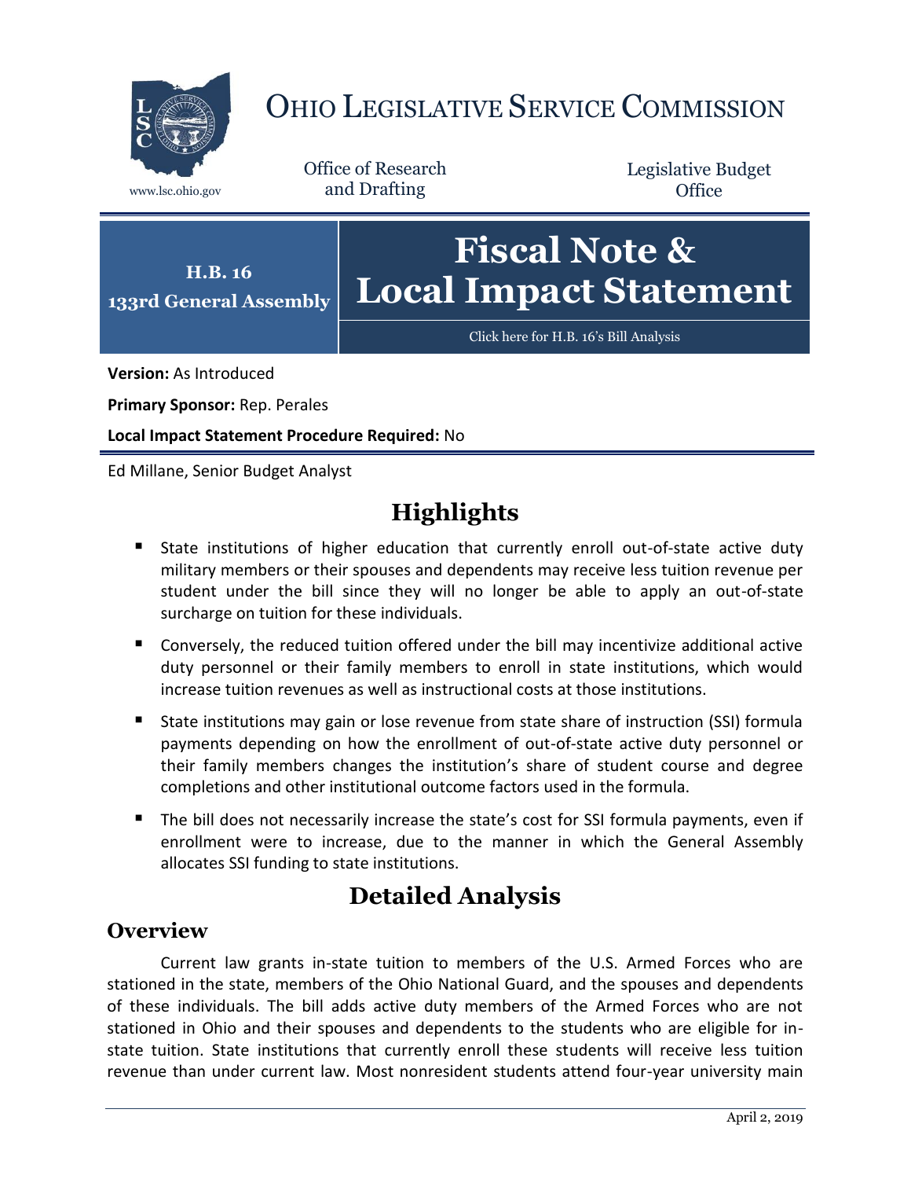# OHIO LEGISLATIVE SERVICE COMMISSION

www.lsc.ohio.gov

Office of Research and Drafting

Legislative Budget Office

**H.B. 16**
**133rd General Assembly**

# Fiscal Note & Local Impact Statement

Click here for H.B. 16's Bill Analysis

**Version:** As Introduced

**Primary Sponsor:** Rep. Perales

**Local Impact Statement Procedure Required:** No

Ed Millane, Senior Budget Analyst

## Highlights

- State institutions of higher education that currently enroll out-of-state active duty military members or their spouses and dependents may receive less tuition revenue per student under the bill since they will no longer be able to apply an out-of-state surcharge on tuition for these individuals.
- Conversely, the reduced tuition offered under the bill may incentivize additional active duty personnel or their family members to enroll in state institutions, which would increase tuition revenues as well as instructional costs at those institutions.
- State institutions may gain or lose revenue from state share of instruction (SSI) formula payments depending on how the enrollment of out-of-state active duty personnel or their family members changes the institution's share of student course and degree completions and other institutional outcome factors used in the formula.
- The bill does not necessarily increase the state's cost for SSI formula payments, even if enrollment were to increase, due to the manner in which the General Assembly allocates SSI funding to state institutions.

## Detailed Analysis

### Overview

Current law grants in-state tuition to members of the U.S. Armed Forces who are stationed in the state, members of the Ohio National Guard, and the spouses and dependents of these individuals. The bill adds active duty members of the Armed Forces who are not stationed in Ohio and their spouses and dependents to the students who are eligible for in-state tuition. State institutions that currently enroll these students will receive less tuition revenue than under current law. Most nonresident students attend four-year university main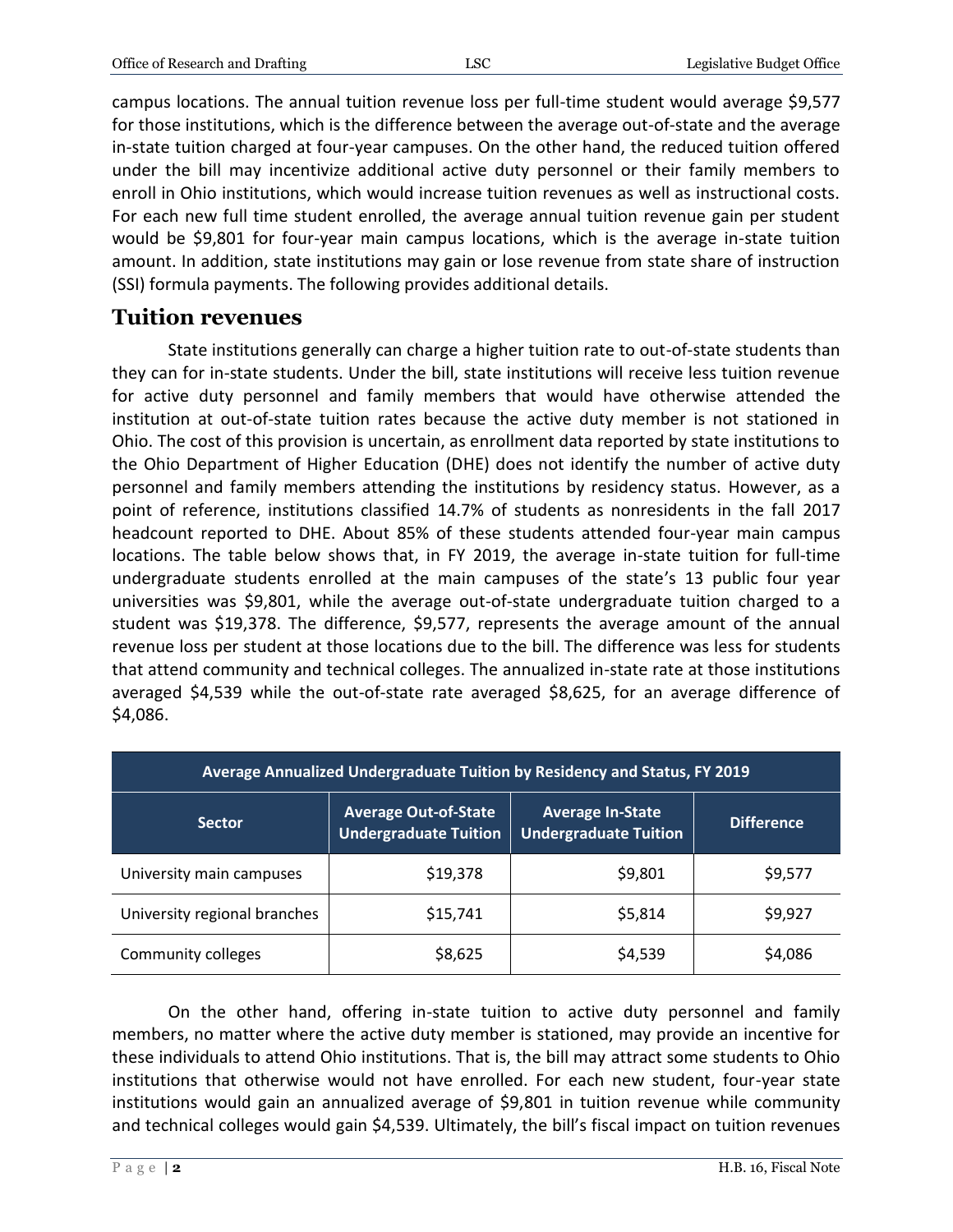campus locations. The annual tuition revenue loss per full-time student would average $9,577 for those institutions, which is the difference between the average out-of-state and the average in-state tuition charged at four-year campuses. On the other hand, the reduced tuition offered under the bill may incentivize additional active duty personnel or their family members to enroll in Ohio institutions, which would increase tuition revenues as well as instructional costs. For each new full time student enrolled, the average annual tuition revenue gain per student would be $9,801 for four-year main campus locations, which is the average in-state tuition amount. In addition, state institutions may gain or lose revenue from state share of instruction (SSI) formula payments. The following provides additional details.

## Tuition revenues

State institutions generally can charge a higher tuition rate to out-of-state students than they can for in-state students. Under the bill, state institutions will receive less tuition revenue for active duty personnel and family members that would have otherwise attended the institution at out-of-state tuition rates because the active duty member is not stationed in Ohio. The cost of this provision is uncertain, as enrollment data reported by state institutions to the Ohio Department of Higher Education (DHE) does not identify the number of active duty personnel and family members attending the institutions by residency status. However, as a point of reference, institutions classified 14.7% of students as nonresidents in the fall 2017 headcount reported to DHE. About 85% of these students attended four-year main campus locations. The table below shows that, in FY 2019, the average in-state tuition for full-time undergraduate students enrolled at the main campuses of the state's 13 public four year universities was $9,801, while the average out-of-state undergraduate tuition charged to a student was $19,378. The difference, $9,577, represents the average amount of the annual revenue loss per student at those locations due to the bill. The difference was less for students that attend community and technical colleges. The annualized in-state rate at those institutions averaged $4,539 while the out-of-state rate averaged $8,625, for an average difference of $4,086.

| Average Annualized Undergraduate Tuition by Residency and Status, FY 2019 | | | |
|---|---|---|---|
| Sector | Average Out-of-State Undergraduate Tuition | Average In-State Undergraduate Tuition | Difference |
| University main campuses | $19,378 | $9,801 | $9,577 |
| University regional branches | $15,741 | $5,814 | $9,927 |
| Community colleges | $8,625 | $4,539 | $4,086 |

On the other hand, offering in-state tuition to active duty personnel and family members, no matter where the active duty member is stationed, may provide an incentive for these individuals to attend Ohio institutions. That is, the bill may attract some students to Ohio institutions that otherwise would not have enrolled. For each new student, four-year state institutions would gain an annualized average of $9,801 in tuition revenue while community and technical colleges would gain $4,539. Ultimately, the bill's fiscal impact on tuition revenues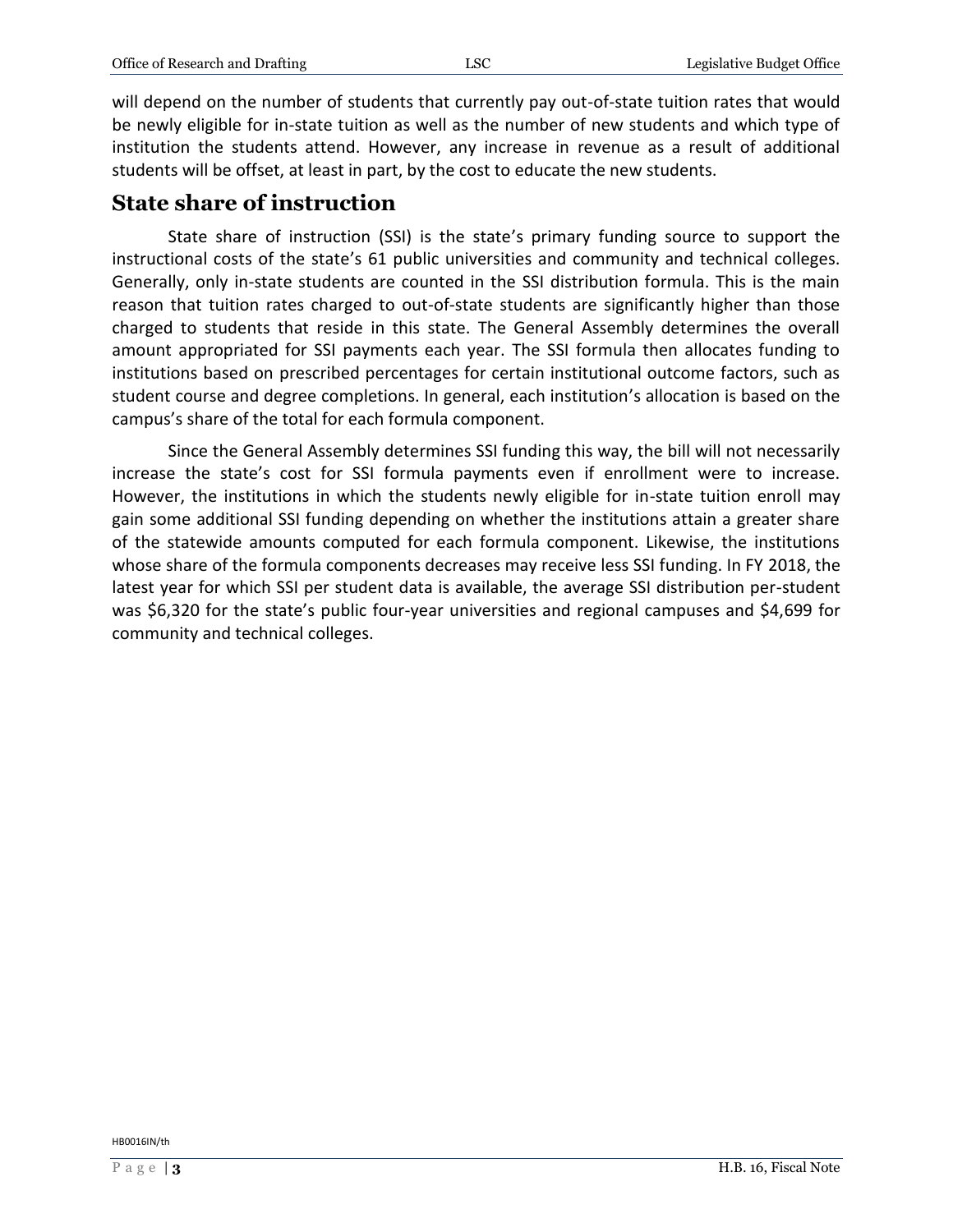will depend on the number of students that currently pay out-of-state tuition rates that would be newly eligible for in-state tuition as well as the number of new students and which type of institution the students attend. However, any increase in revenue as a result of additional students will be offset, at least in part, by the cost to educate the new students.

## State share of instruction

State share of instruction (SSI) is the state's primary funding source to support the instructional costs of the state's 61 public universities and community and technical colleges. Generally, only in-state students are counted in the SSI distribution formula. This is the main reason that tuition rates charged to out-of-state students are significantly higher than those charged to students that reside in this state. The General Assembly determines the overall amount appropriated for SSI payments each year. The SSI formula then allocates funding to institutions based on prescribed percentages for certain institutional outcome factors, such as student course and degree completions. In general, each institution's allocation is based on the campus's share of the total for each formula component.

Since the General Assembly determines SSI funding this way, the bill will not necessarily increase the state's cost for SSI formula payments even if enrollment were to increase. However, the institutions in which the students newly eligible for in-state tuition enroll may gain some additional SSI funding depending on whether the institutions attain a greater share of the statewide amounts computed for each formula component. Likewise, the institutions whose share of the formula components decreases may receive less SSI funding. In FY 2018, the latest year for which SSI per student data is available, the average SSI distribution per-student was $6,320 for the state's public four-year universities and regional campuses and $4,699 for community and technical colleges.

HB0016IN/th